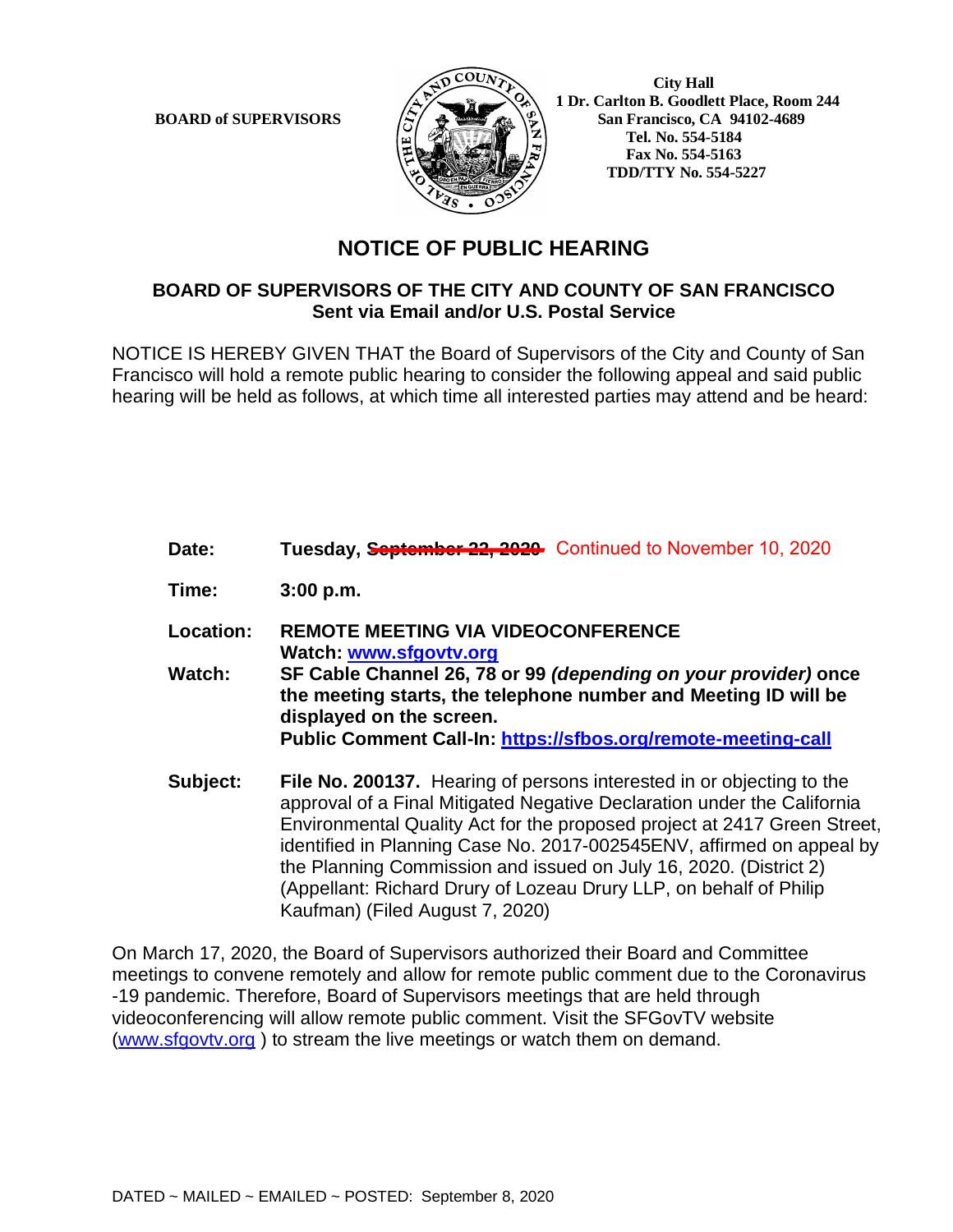BOARD of SUPERVISORS

City Hall
1 Dr. Carlton B. Goodlett Place, Room 244
San Francisco, CA 94102-4689
Tel. No. 554-5184
Fax No. 554-5163
TDD/TTY No. 554-5227

# NOTICE OF PUBLIC HEARING

## BOARD OF SUPERVISORS OF THE CITY AND COUNTY OF SAN FRANCISCO
**Sent via Email and/or U.S. Postal Service**

NOTICE IS HEREBY GIVEN THAT the Board of Supervisors of the City and County of San Francisco will hold a remote public hearing to consider the following appeal and said public hearing will be held as follows, at which time all interested parties may attend and be heard:

**Date:** **Tuesday, ~~September 22, 2020~~** Continued to November 10, 2020

**Time:** **3:00 p.m.**

**Location:** **REMOTE MEETING VIA VIDEOCONFERENCE**
**Watch: www.sfgovtv.org**

**Watch:** **SF Cable Channel 26, 78 or 99 *(depending on your provider)* once the meeting starts, the telephone number and Meeting ID will be displayed on the screen.**
**Public Comment Call-In: https://sfbos.org/remote-meeting-call**

**Subject:** **File No. 200137.** Hearing of persons interested in or objecting to the approval of a Final Mitigated Negative Declaration under the California Environmental Quality Act for the proposed project at 2417 Green Street, identified in Planning Case No. 2017-002545ENV, affirmed on appeal by the Planning Commission and issued on July 16, 2020. (District 2) (Appellant: Richard Drury of Lozeau Drury LLP, on behalf of Philip Kaufman) (Filed August 7, 2020)

On March 17, 2020, the Board of Supervisors authorized their Board and Committee meetings to convene remotely and allow for remote public comment due to the Coronavirus -19 pandemic. Therefore, Board of Supervisors meetings that are held through videoconferencing will allow remote public comment. Visit the SFGovTV website (www.sfgovtv.org ) to stream the live meetings or watch them on demand.

DATED ~ MAILED ~ EMAILED ~ POSTED: September 8, 2020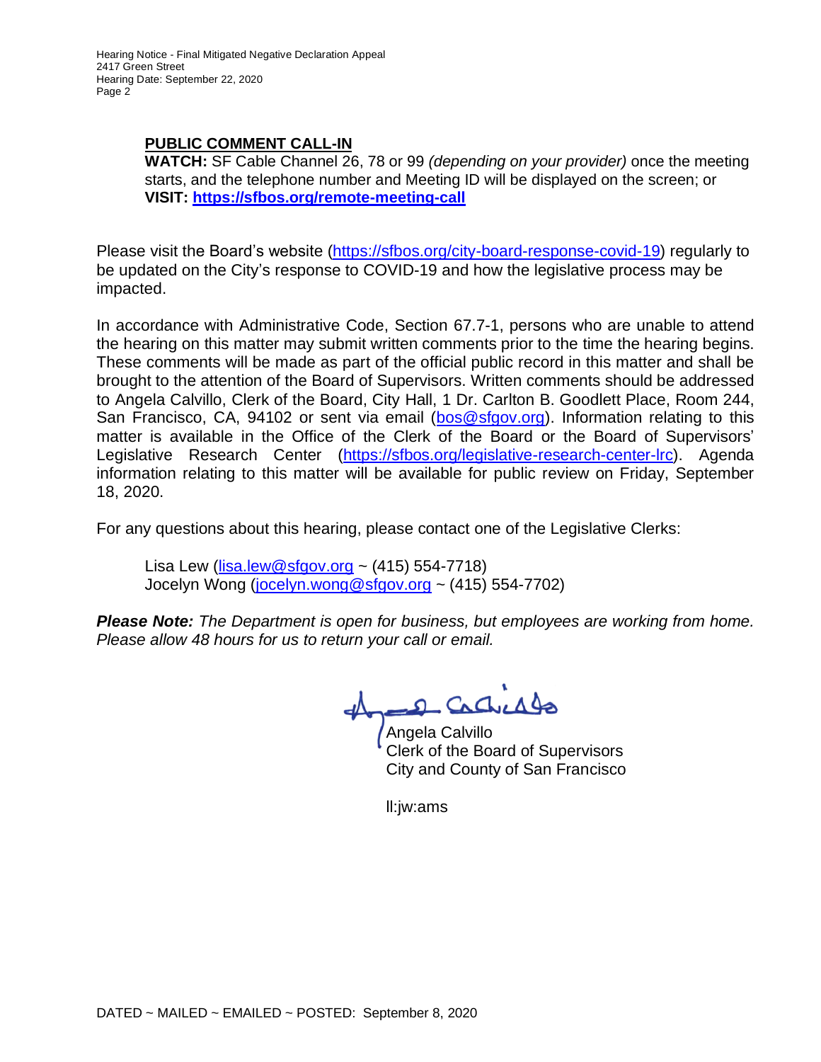**PUBLIC COMMENT CALL-IN**

**WATCH:** SF Cable Channel 26, 78 or 99 *(depending on your provider)* once the meeting starts, and the telephone number and Meeting ID will be displayed on the screen; or

**VISIT: https://sfbos.org/remote-meeting-call**

Please visit the Board's website (https://sfbos.org/city-board-response-covid-19) regularly to be updated on the City's response to COVID-19 and how the legislative process may be impacted.

In accordance with Administrative Code, Section 67.7-1, persons who are unable to attend the hearing on this matter may submit written comments prior to the time the hearing begins. These comments will be made as part of the official public record in this matter and shall be brought to the attention of the Board of Supervisors. Written comments should be addressed to Angela Calvillo, Clerk of the Board, City Hall, 1 Dr. Carlton B. Goodlett Place, Room 244, San Francisco, CA, 94102 or sent via email (bos@sfgov.org). Information relating to this matter is available in the Office of the Clerk of the Board or the Board of Supervisors' Legislative Research Center (https://sfbos.org/legislative-research-center-lrc). Agenda information relating to this matter will be available for public review on Friday, September 18, 2020.

For any questions about this hearing, please contact one of the Legislative Clerks:

Lisa Lew (lisa.lew@sfgov.org ~ (415) 554-7718)
Jocelyn Wong (jocelyn.wong@sfgov.org ~ (415) 554-7702)

***Please Note:*** *The Department is open for business, but employees are working from home. Please allow 48 hours for us to return your call or email.*

Angela Calvillo
Clerk of the Board of Supervisors
City and County of San Francisco

ll:jw:ams

DATED ~ MAILED ~ EMAILED ~ POSTED: September 8, 2020